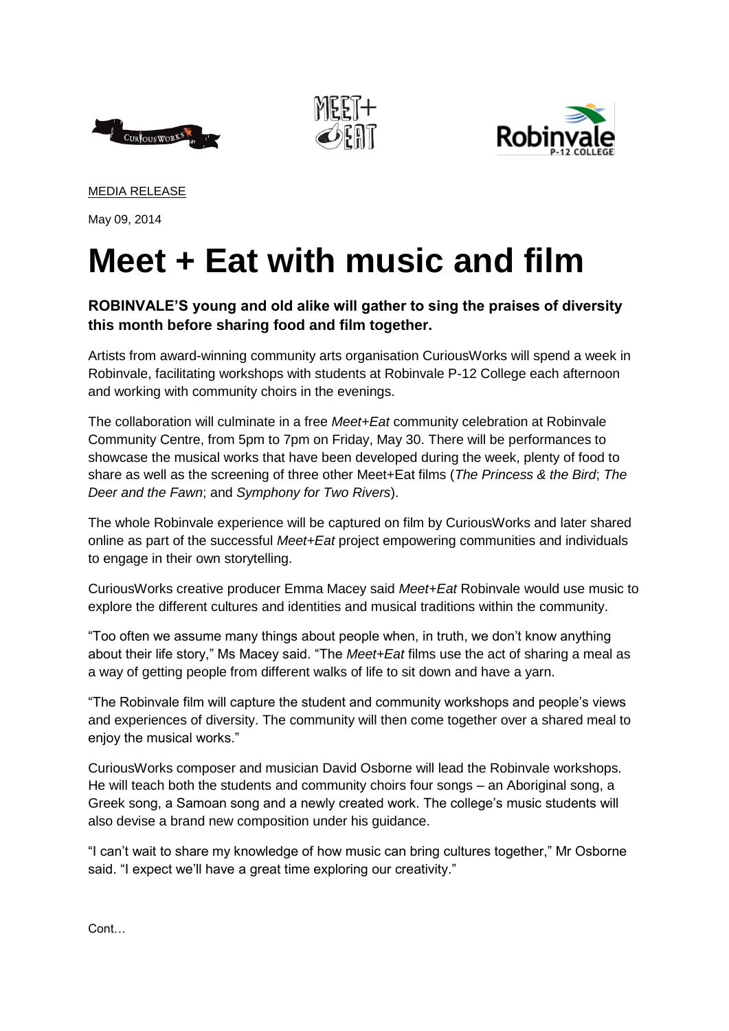MEDIA RELEASE

May 09, 2014

# Meet + Eat with music and film

**ROBINVALE'S young and old alike will gather to sing the praises of diversity this month before sharing food and film together.**

Artists from award-winning community arts organisation CuriousWorks will spend a week in Robinvale, facilitating workshops with students at Robinvale P-12 College each afternoon and working with community choirs in the evenings.

The collaboration will culminate in a free *Meet+Eat* community celebration at Robinvale Community Centre, from 5pm to 7pm on Friday, May 30. There will be performances to showcase the musical works that have been developed during the week, plenty of food to share as well as the screening of three other Meet+Eat films (*The Princess & the Bird*; *The Deer and the Fawn*; and *Symphony for Two Rivers*).

The whole Robinvale experience will be captured on film by CuriousWorks and later shared online as part of the successful *Meet+Eat* project empowering communities and individuals to engage in their own storytelling.

CuriousWorks creative producer Emma Macey said *Meet+Eat* Robinvale would use music to explore the different cultures and identities and musical traditions within the community.

"Too often we assume many things about people when, in truth, we don't know anything about their life story," Ms Macey said. "The *Meet+Eat* films use the act of sharing a meal as a way of getting people from different walks of life to sit down and have a yarn.

"The Robinvale film will capture the student and community workshops and people's views and experiences of diversity. The community will then come together over a shared meal to enjoy the musical works."

CuriousWorks composer and musician David Osborne will lead the Robinvale workshops. He will teach both the students and community choirs four songs – an Aboriginal song, a Greek song, a Samoan song and a newly created work. The college's music students will also devise a brand new composition under his guidance.

"I can't wait to share my knowledge of how music can bring cultures together," Mr Osborne said. "I expect we'll have a great time exploring our creativity."

Cont…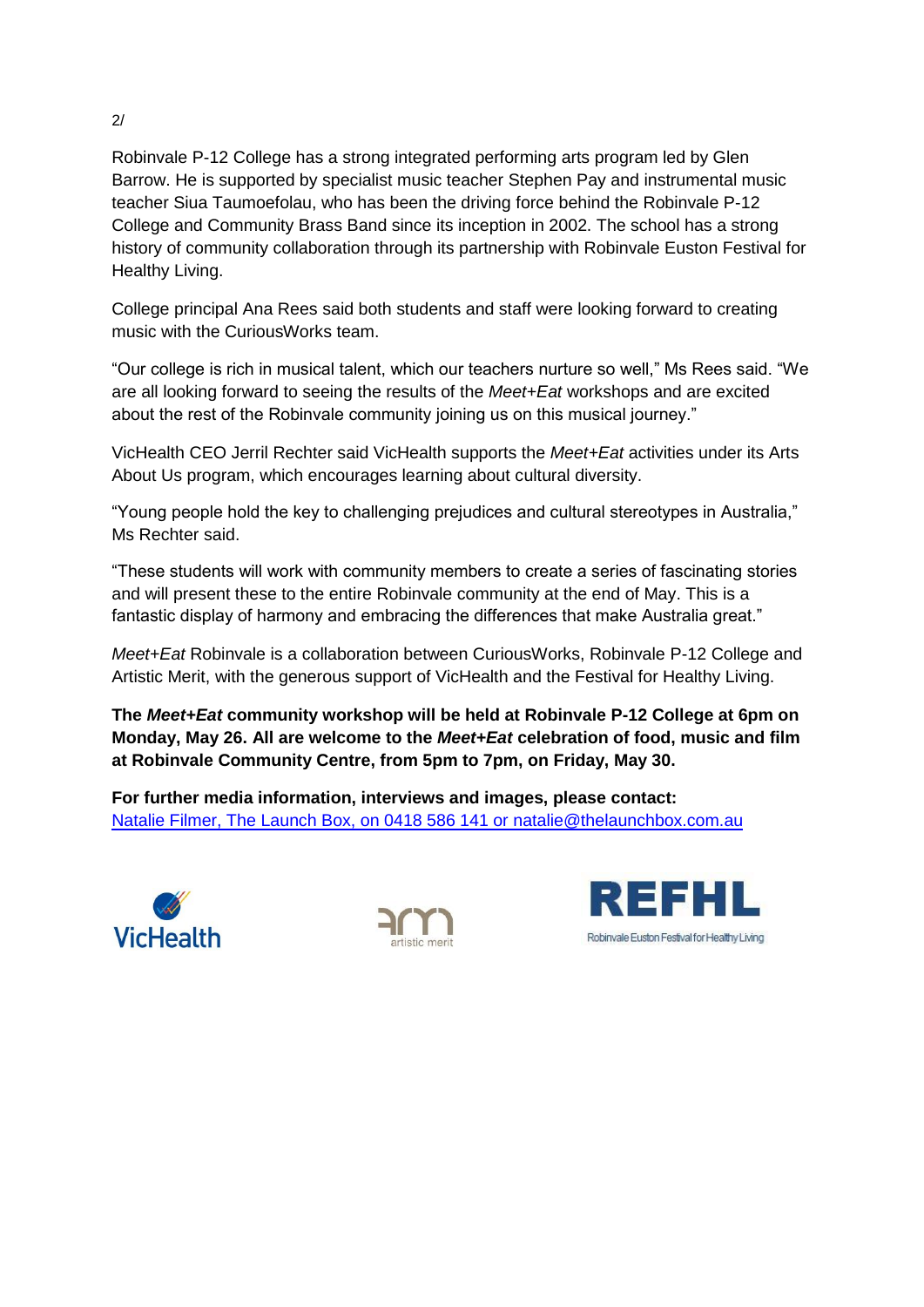Robinvale P-12 College has a strong integrated performing arts program led by Glen Barrow. He is supported by specialist music teacher Stephen Pay and instrumental music teacher Siua Taumoefolau, who has been the driving force behind the Robinvale P-12 College and Community Brass Band since its inception in 2002. The school has a strong history of community collaboration through its partnership with Robinvale Euston Festival for Healthy Living.

College principal Ana Rees said both students and staff were looking forward to creating music with the CuriousWorks team.

“Our college is rich in musical talent, which our teachers nurture so well,” Ms Rees said. “We are all looking forward to seeing the results of the *Meet+Eat* workshops and are excited about the rest of the Robinvale community joining us on this musical journey.”

VicHealth CEO Jerril Rechter said VicHealth supports the *Meet+Eat* activities under its Arts About Us program, which encourages learning about cultural diversity.

“Young people hold the key to challenging prejudices and cultural stereotypes in Australia,” Ms Rechter said.

“These students will work with community members to create a series of fascinating stories and will present these to the entire Robinvale community at the end of May. This is a fantastic display of harmony and embracing the differences that make Australia great.”

*Meet+Eat* Robinvale is a collaboration between CuriousWorks, Robinvale P-12 College and Artistic Merit, with the generous support of VicHealth and the Festival for Healthy Living.

**The *Meet+Eat* community workshop will be held at Robinvale P-12 College at 6pm on Monday, May 26. All are welcome to the *Meet+Eat* celebration of food, music and film at Robinvale Community Centre, from 5pm to 7pm, on Friday, May 30.**

**For further media information, interviews and images, please contact:**
Natalie Filmer, The Launch Box, on 0418 586 141 or natalie@thelaunchbox.com.au

VicHealth

artistic merit

REFHL
Robinvale Euston Festival for Healthy Living